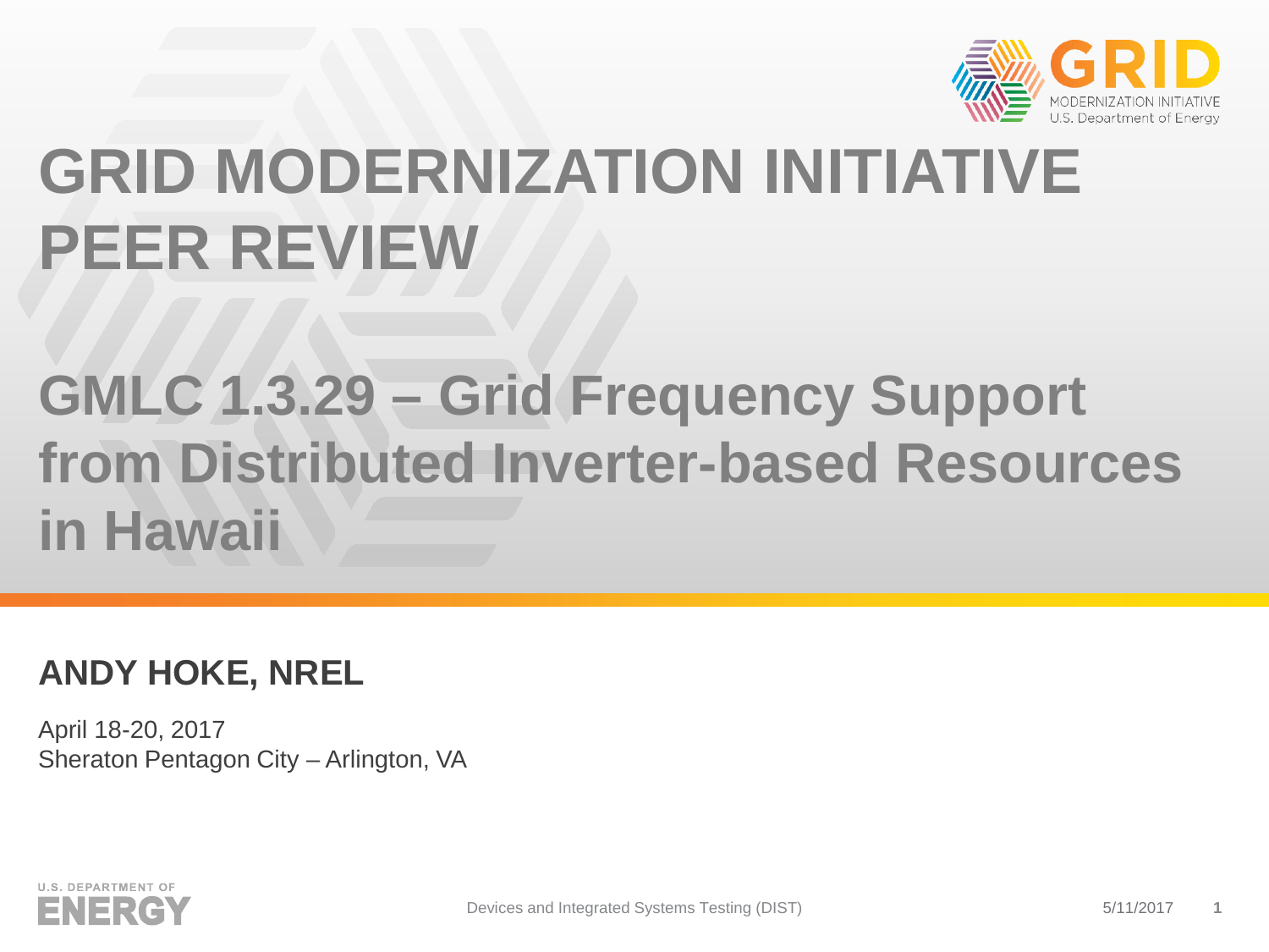# GRID MODERNIZATION INITIATIVE PEER REVIEW

## GMLC 1.3.29 – Grid Frequency Support from Distributed Inverter-based Resources in Hawaii

**ANDY HOKE, NREL**

April 18-20, 2017
Sheraton Pentagon City – Arlington, VA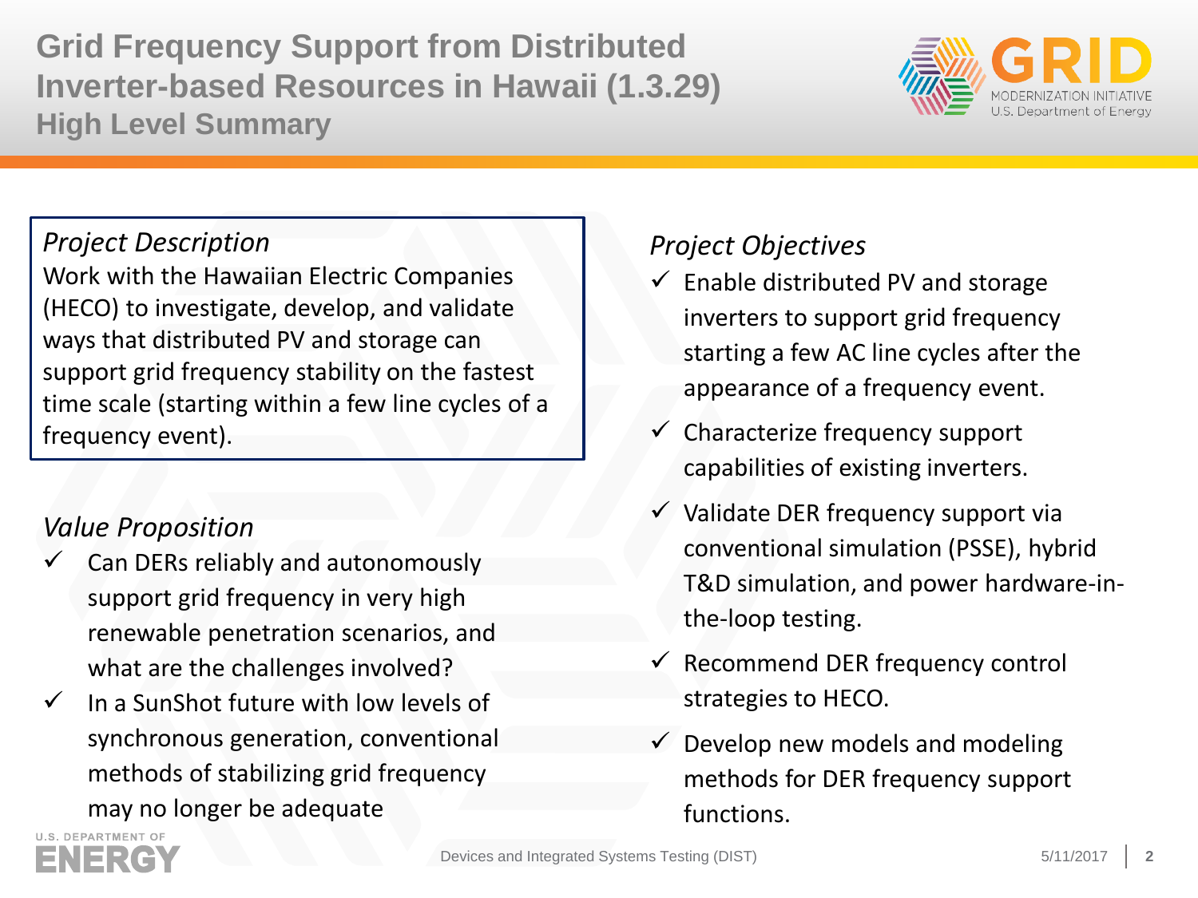# Grid Frequency Support from Distributed Inverter-based Resources in Hawaii (1.3.29)

## High Level Summary

### *Project Description*

Work with the Hawaiian Electric Companies (HECO) to investigate, develop, and validate ways that distributed PV and storage can support grid frequency stability on the fastest time scale (starting within a few line cycles of a frequency event).

### *Value Proposition*

- ✓ Can DERs reliably and autonomously support grid frequency in very high renewable penetration scenarios, and what are the challenges involved?
- ✓ In a SunShot future with low levels of synchronous generation, conventional methods of stabilizing grid frequency may no longer be adequate

### *Project Objectives*

- ✓ Enable distributed PV and storage inverters to support grid frequency starting a few AC line cycles after the appearance of a frequency event.
- ✓ Characterize frequency support capabilities of existing inverters.
- ✓ Validate DER frequency support via conventional simulation (PSSE), hybrid T&D simulation, and power hardware-in-the-loop testing.
- ✓ Recommend DER frequency control strategies to HECO.
- ✓ Develop new models and modeling methods for DER frequency support functions.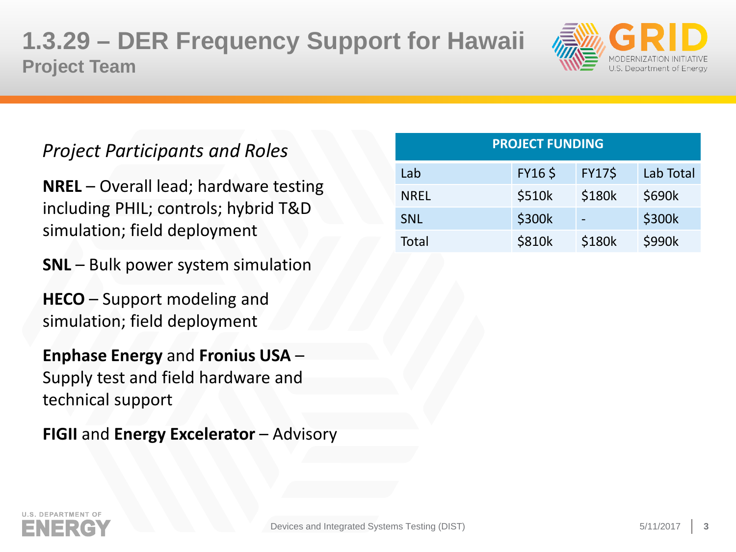# 1.3.29 – DER Frequency Support for Hawaii

## Project Team

*Project Participants and Roles*

**NREL** – Overall lead; hardware testing including PHIL; controls; hybrid T&D simulation; field deployment

**SNL** – Bulk power system simulation

**HECO** – Support modeling and simulation; field deployment

**Enphase Energy** and **Fronius USA** – Supply test and field hardware and technical support

**FIGII** and **Energy Excelerator** – Advisory

| PROJECT FUNDING | | | |
|---|---|---|---|
| Lab | FY16 $ | FY17$ | Lab Total |
| NREL | $510k | $180k | $690k |
| SNL | $300k | - | $300k |
| Total | $810k | $180k | $990k |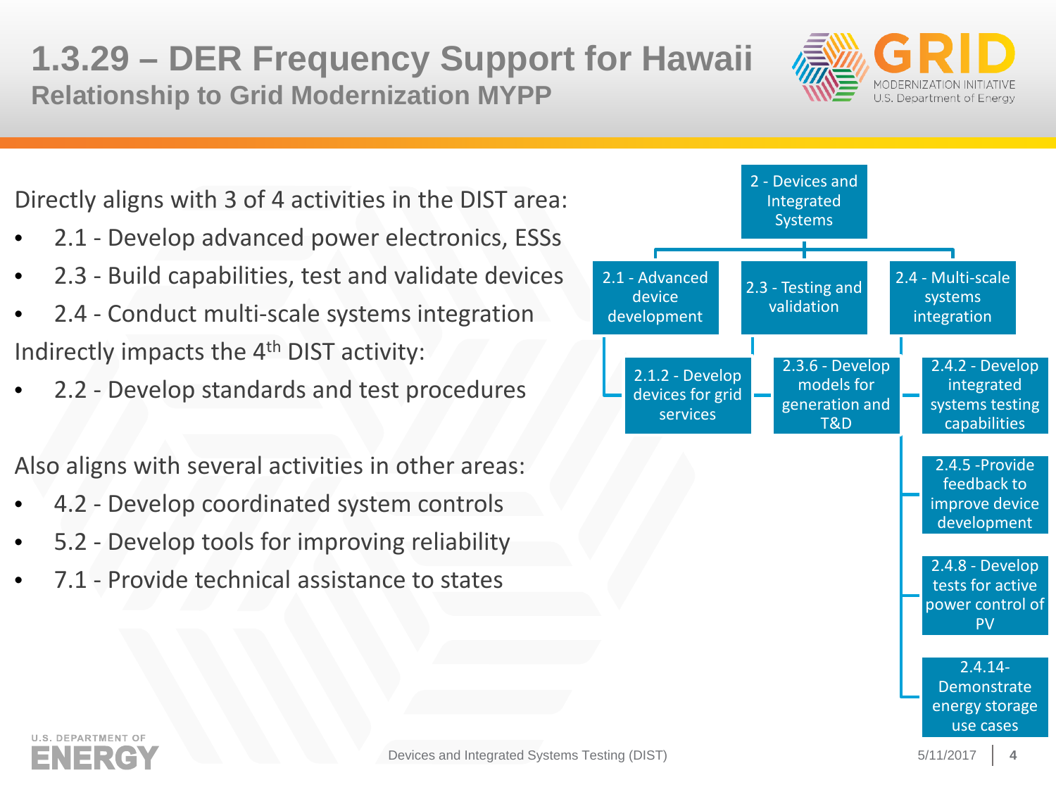# 1.3.29 – DER Frequency Support for Hawaii

## Relationship to Grid Modernization MYPP

Directly aligns with 3 of 4 activities in the DIST area:

- 2.1 - Develop advanced power electronics, ESSs
- 2.3 - Build capabilities, test and validate devices
- 2.4 - Conduct multi-scale systems integration

Indirectly impacts the 4th DIST activity:

- 2.2 - Develop standards and test procedures

Also aligns with several activities in other areas:

- 4.2 - Develop coordinated system controls
- 5.2 - Develop tools for improving reliability
- 7.1 - Provide technical assistance to states

- 2 - Devices and Integrated Systems
  - 2.1 - Advanced device development
    - 2.1.2 - Develop devices for grid services
  - 2.3 - Testing and validation
    - 2.3.6 - Develop models for generation and T&D
  - 2.4 - Multi-scale systems integration
    - 2.4.2 - Develop integrated systems testing capabilities
    - 2.4.5 -Provide feedback to improve device development
    - 2.4.8 - Develop tests for active power control of PV
    - 2.4.14- Demonstrate energy storage use cases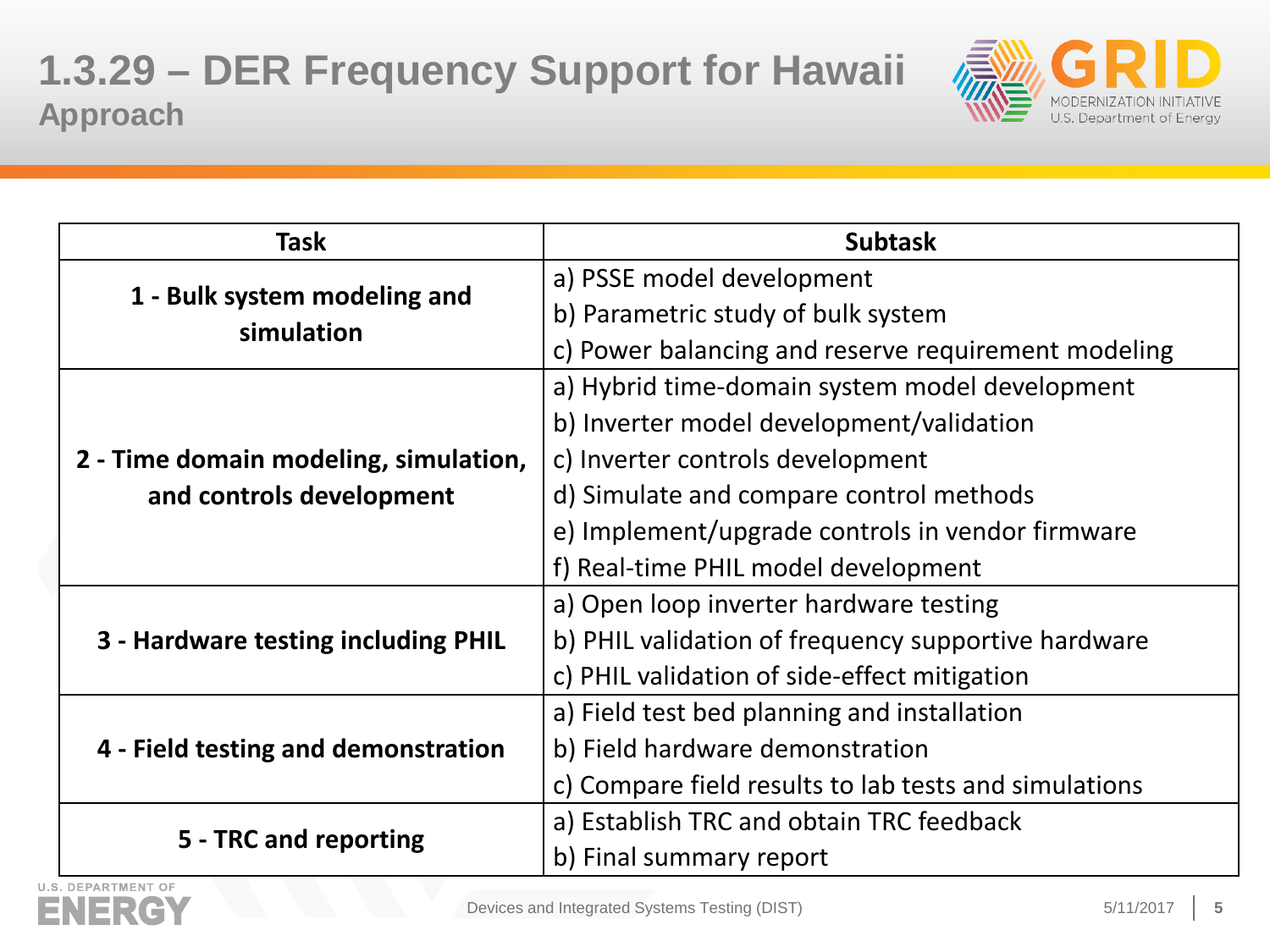# 1.3.29 – DER Frequency Support for Hawaii

## Approach

| Task | Subtask |
|---|---|
| 1 - Bulk system modeling and simulation | a) PSSE model development |
| | b) Parametric study of bulk system |
| | c) Power balancing and reserve requirement modeling |
| 2 - Time domain modeling, simulation, and controls development | a) Hybrid time-domain system model development |
| | b) Inverter model development/validation |
| | c) Inverter controls development |
| | d) Simulate and compare control methods |
| | e) Implement/upgrade controls in vendor firmware |
| | f) Real-time PHIL model development |
| 3 - Hardware testing including PHIL | a) Open loop inverter hardware testing |
| | b) PHIL validation of frequency supportive hardware |
| | c) PHIL validation of side-effect mitigation |
| 4 - Field testing and demonstration | a) Field test bed planning and installation |
| | b) Field hardware demonstration |
| | c) Compare field results to lab tests and simulations |
| 5 - TRC and reporting | a) Establish TRC and obtain TRC feedback |
| | b) Final summary report |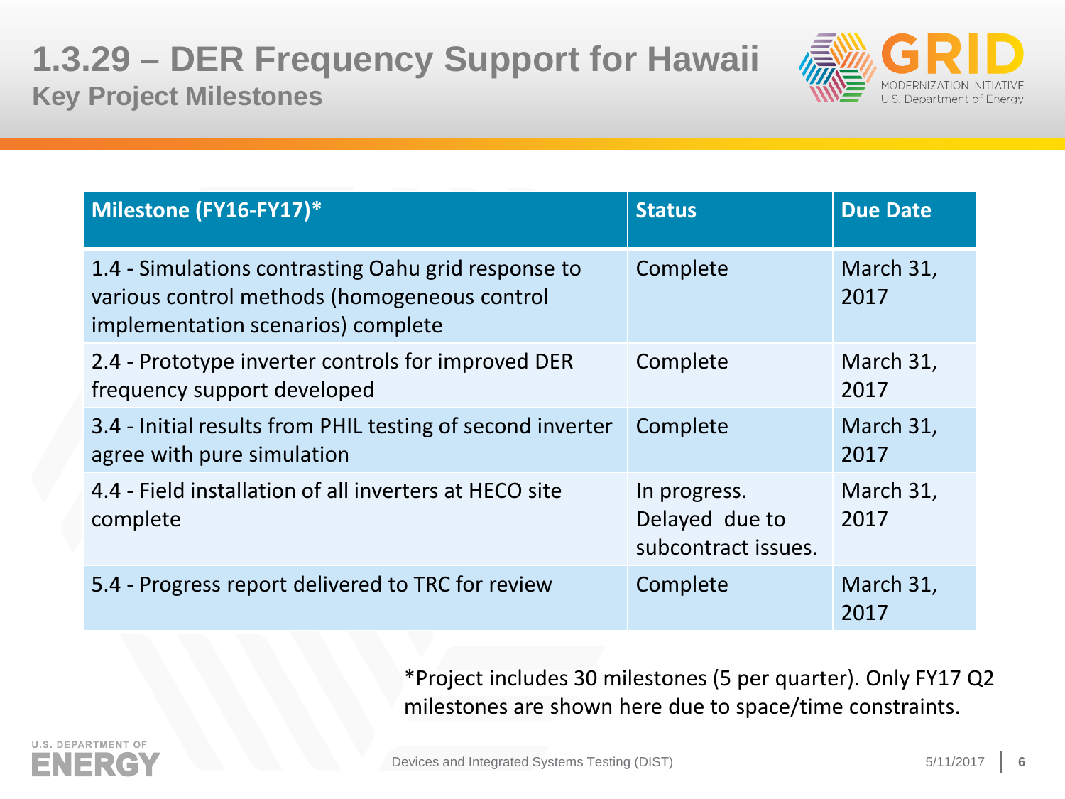# 1.3.29 – DER Frequency Support for Hawaii

## Key Project Milestones

| Milestone (FY16-FY17)* | Status | Due Date |
| --- | --- | --- |
| 1.4 - Simulations contrasting Oahu grid response to various control methods (homogeneous control implementation scenarios) complete | Complete | March 31, 2017 |
| 2.4 - Prototype inverter controls for improved DER frequency support developed | Complete | March 31, 2017 |
| 3.4 - Initial results from PHIL testing of second inverter agree with pure simulation | Complete | March 31, 2017 |
| 4.4 - Field installation of all inverters at HECO site complete | In progress. Delayed due to subcontract issues. | March 31, 2017 |
| 5.4 - Progress report delivered to TRC for review | Complete | March 31, 2017 |

*Project includes 30 milestones (5 per quarter). Only FY17 Q2 milestones are shown here due to space/time constraints.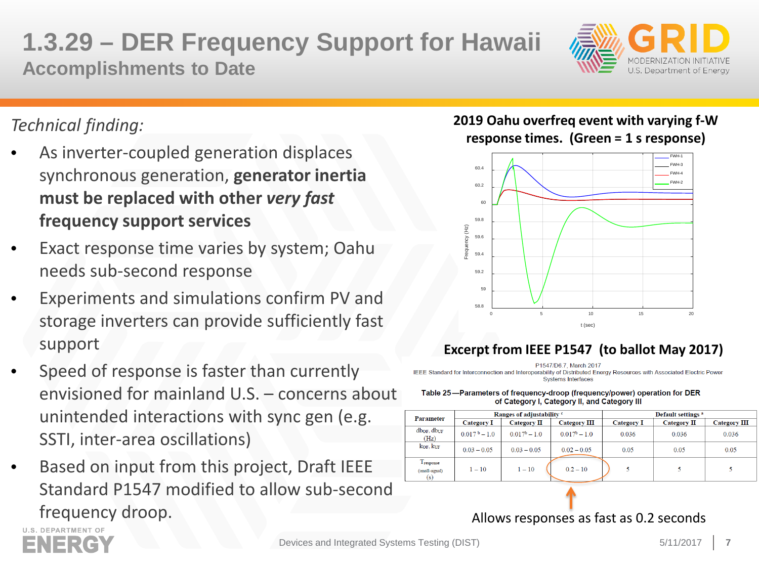# 1.3.29 – DER Frequency Support for Hawaii

## Accomplishments to Date

*Technical finding:*

- As inverter-coupled generation displaces synchronous generation, **generator inertia must be replaced with other *very fast* frequency support services**
- Exact response time varies by system; Oahu needs sub-second response
- Experiments and simulations confirm PV and storage inverters can provide sufficiently fast support
- Speed of response is faster than currently envisioned for mainland U.S. – concerns about unintended interactions with sync gen (e.g. SSTI, inter-area oscillations)
- Based on input from this project, Draft IEEE Standard P1547 modified to allow sub-second frequency droop.

**2019 Oahu overfreq event with varying f-W response times. (Green = 1 s response)**

**Excerpt from IEEE P1547 (to ballot May 2017)**

P1547/D6.7, March 2017
IEEE Standard for Interconnection and Interoperability of Distributed Energy Resources with Associated Electric Power Systems Interfaces

**Table 25—Parameters of frequency-droop (frequency/power) operation for DER of Category I, Category II, and Category III**

| Parameter | Ranges of adjustability [c] | | | Default settings [a] | | |
|---|---|---|---|---|---|---|
| | Category I | Category II | Category III | Category I | Category II | Category III |
| $db_{OF}$, $db_{UF}$ (Hz) | $0.017^{b} – 1.0$ | $0.017^{b} – 1.0$ | $0.017^{b} – 1.0$ | 0.036 | 0.036 | 0.036 |
| $k_{OF}$, $k_{UF}$ | 0.03 – 0.05 | 0.03 – 0.05 | 0.02 – 0.05 | 0.05 | 0.05 | 0.05 |
| $T_{response}$ (small-signal) (s) | 1 – 10 | 1 – 10 | 0.2 – 10 | 5 | 5 | 5 |

Allows responses as fast as 0.2 seconds

Devices and Integrated Systems Testing (DIST)

5/11/2017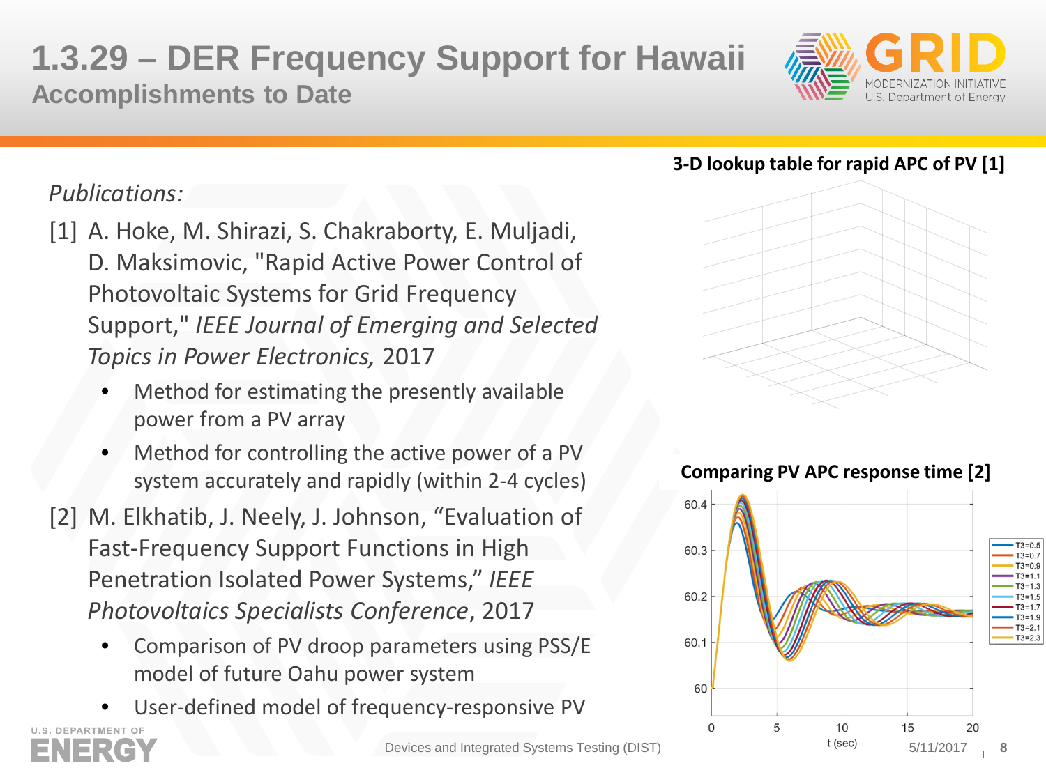# 1.3.29 – DER Frequency Support for Hawaii

## Accomplishments to Date

*Publications:*

[1] A. Hoke, M. Shirazi, S. Chakraborty, E. Muljadi, D. Maksimovic, "Rapid Active Power Control of Photovoltaic Systems for Grid Frequency Support," *IEEE Journal of Emerging and Selected Topics in Power Electronics*, 2017

- Method for estimating the presently available power from a PV array
- Method for controlling the active power of a PV system accurately and rapidly (within 2-4 cycles)

[2] M. Elkhatib, J. Neely, J. Johnson, "Evaluation of Fast-Frequency Support Functions in High Penetration Isolated Power Systems," *IEEE Photovoltaics Specialists Conference*, 2017

- Comparison of PV droop parameters using PSS/E model of future Oahu power system
- User-defined model of frequency-responsive PV

**3-D lookup table for rapid APC of PV [1]**

**Comparing PV APC response time [2]**

Devices and Integrated Systems Testing (DIST)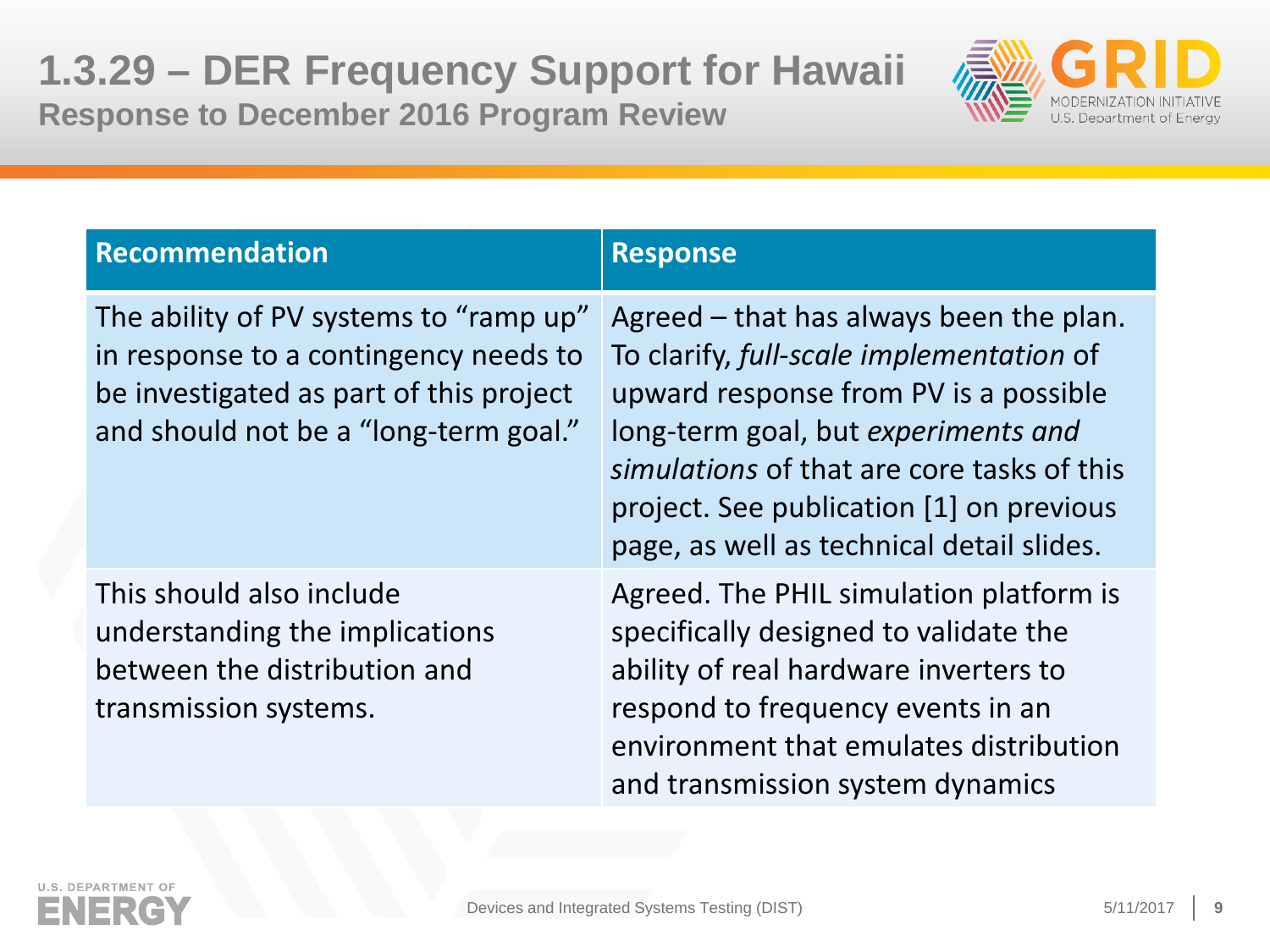# 1.3.29 – DER Frequency Support for Hawaii

## Response to December 2016 Program Review

| Recommendation | Response |
| --- | --- |
| The ability of PV systems to “ramp up” in response to a contingency needs to be investigated as part of this project and should not be a “long-term goal.” | Agreed – that has always been the plan. To clarify, *full-scale implementation* of upward response from PV is a possible long-term goal, but *experiments and simulations* of that are core tasks of this project. See publication [1] on previous page, as well as technical detail slides. |
| This should also include understanding the implications between the distribution and transmission systems. | Agreed. The PHIL simulation platform is specifically designed to validate the ability of real hardware inverters to respond to frequency events in an environment that emulates distribution and transmission system dynamics |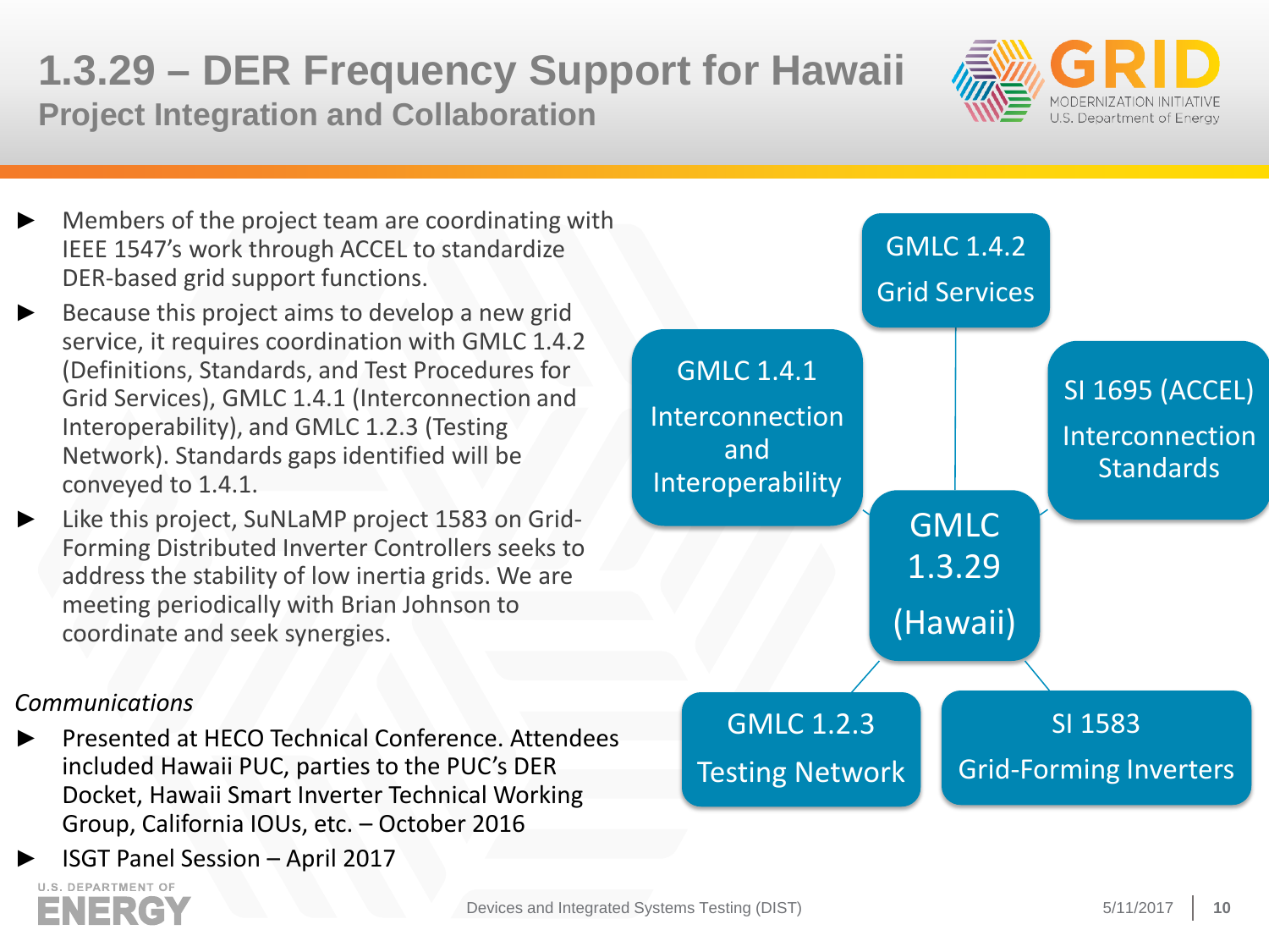# 1.3.29 – DER Frequency Support for Hawaii

## Project Integration and Collaboration

- Members of the project team are coordinating with IEEE 1547's work through ACCEL to standardize DER-based grid support functions.
- Because this project aims to develop a new grid service, it requires coordination with GMLC 1.4.2 (Definitions, Standards, and Test Procedures for Grid Services), GMLC 1.4.1 (Interconnection and Interoperability), and GMLC 1.2.3 (Testing Network). Standards gaps identified will be conveyed to 1.4.1.
- Like this project, SuNLaMP project 1583 on Grid-Forming Distributed Inverter Controllers seeks to address the stability of low inertia grids. We are meeting periodically with Brian Johnson to coordinate and seek synergies.

*Communications*

- Presented at HECO Technical Conference. Attendees included Hawaii PUC, parties to the PUC's DER Docket, Hawaii Smart Inverter Technical Working Group, California IOUs, etc. – October 2016
- ISGT Panel Session – April 2017

GMLC 1.3.29 (Hawaii) is connected to:

- GMLC 1.4.2 Grid Services
- GMLC 1.4.1 Interconnection and Interoperability
- SI 1695 (ACCEL) Interconnection Standards
- GMLC 1.2.3 Testing Network
- SI 1583 Grid-Forming Inverters

Devices and Integrated Systems Testing (DIST)

5/11/2017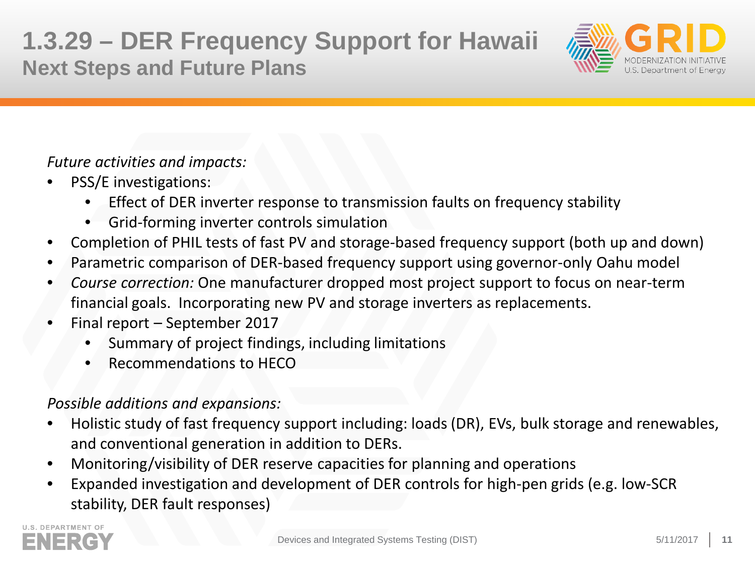# 1.3.29 – DER Frequency Support for Hawaii

## Next Steps and Future Plans

*Future activities and impacts:*

- PSS/E investigations:
  - Effect of DER inverter response to transmission faults on frequency stability
  - Grid-forming inverter controls simulation
- Completion of PHIL tests of fast PV and storage-based frequency support (both up and down)
- Parametric comparison of DER-based frequency support using governor-only Oahu model
- *Course correction:* One manufacturer dropped most project support to focus on near-term financial goals. Incorporating new PV and storage inverters as replacements.
- Final report – September 2017
  - Summary of project findings, including limitations
  - Recommendations to HECO

*Possible additions and expansions:*

- Holistic study of fast frequency support including: loads (DR), EVs, bulk storage and renewables, and conventional generation in addition to DERs.
- Monitoring/visibility of DER reserve capacities for planning and operations
- Expanded investigation and development of DER controls for high-pen grids (e.g. low-SCR stability, DER fault responses)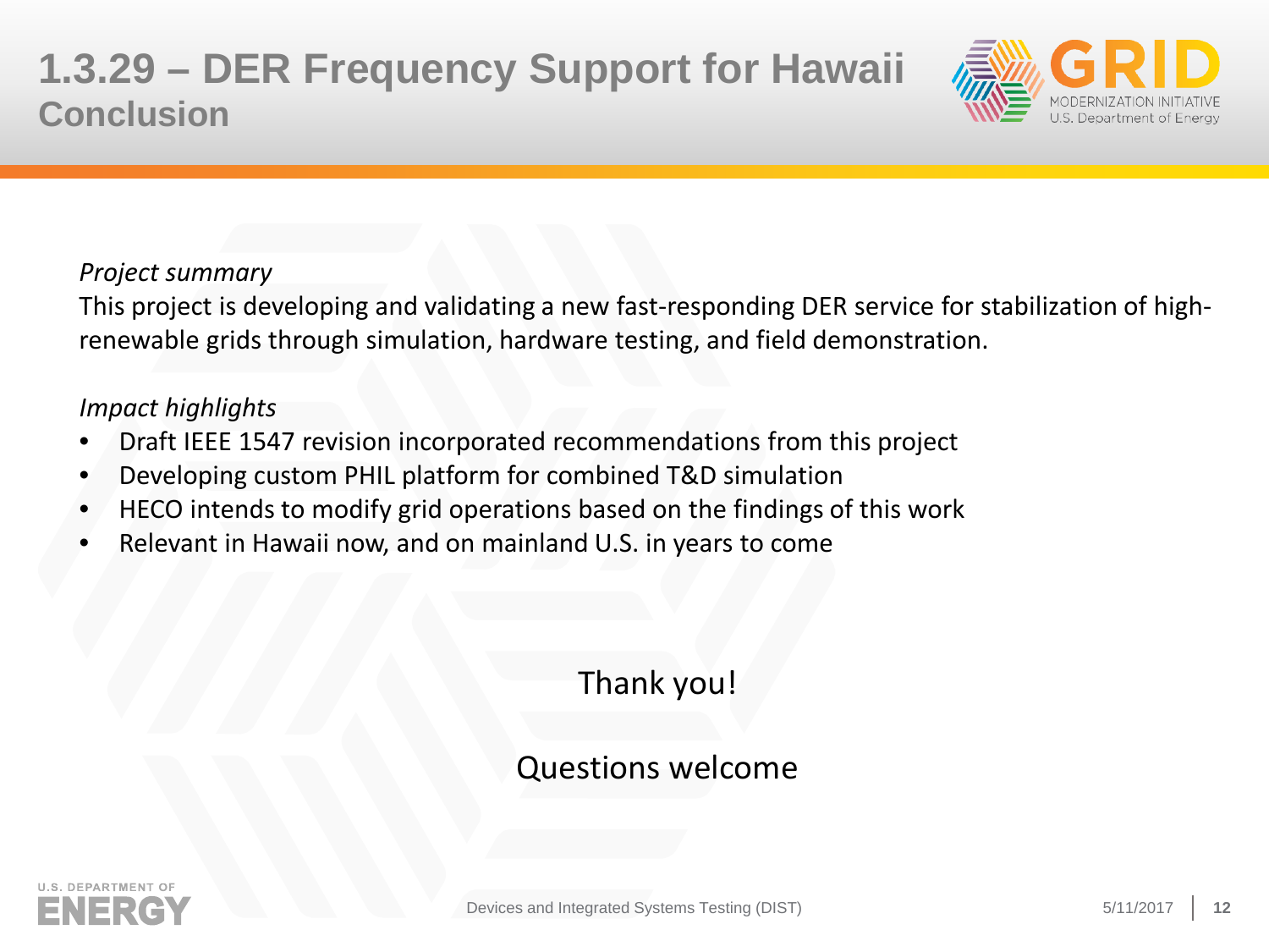# 1.3.29 – DER Frequency Support for Hawaii

## Conclusion

*Project summary*

This project is developing and validating a new fast-responding DER service for stabilization of high-renewable grids through simulation, hardware testing, and field demonstration.

*Impact highlights*

- Draft IEEE 1547 revision incorporated recommendations from this project
- Developing custom PHIL platform for combined T&D simulation
- HECO intends to modify grid operations based on the findings of this work
- Relevant in Hawaii now, and on mainland U.S. in years to come

Thank you!

Questions welcome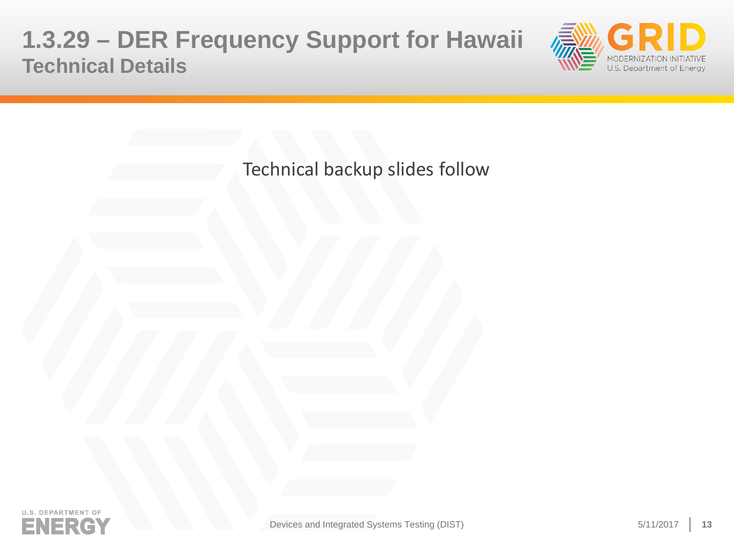# 1.3.29 – DER Frequency Support for Hawaii
## Technical Details

Technical backup slides follow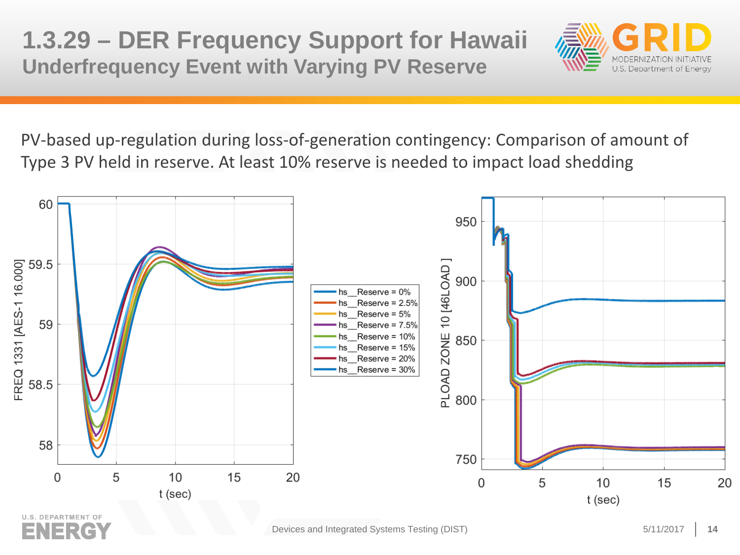# 1.3.29 – DER Frequency Support for Hawaii

## Underfrequency Event with Varying PV Reserve

PV-based up-regulation during loss-of-generation contingency: Comparison of amount of Type 3 PV held in reserve. At least 10% reserve is needed to impact load shedding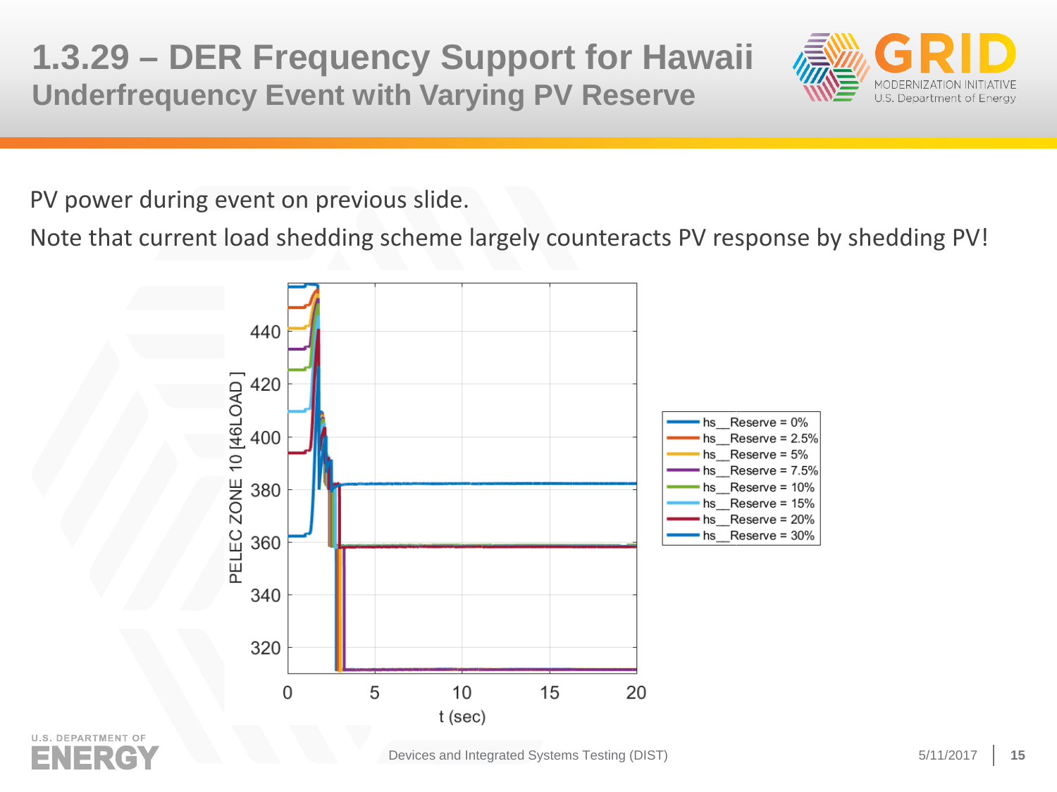# 1.3.29 – DER Frequency Support for Hawaii

## Underfrequency Event with Varying PV Reserve

PV power during event on previous slide.

Note that current load shedding scheme largely counteracts PV response by shedding PV!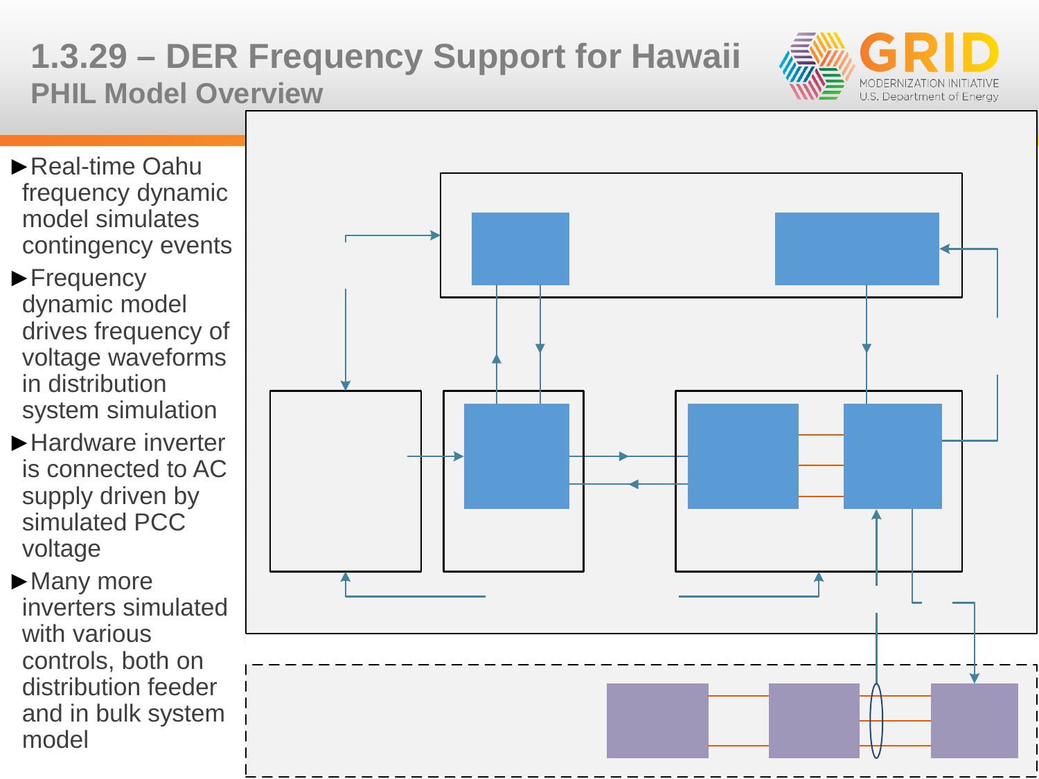# 1.3.29 – DER Frequency Support for Hawaii

## PHIL Model Overview

- ►Real-time Oahu frequency dynamic model simulates contingency events
- ►Frequency dynamic model drives frequency of voltage waveforms in distribution system simulation
- ►Hardware inverter is connected to AC supply driven by simulated PCC voltage
- ►Many more inverters simulated with various controls, both on distribution feeder and in bulk system model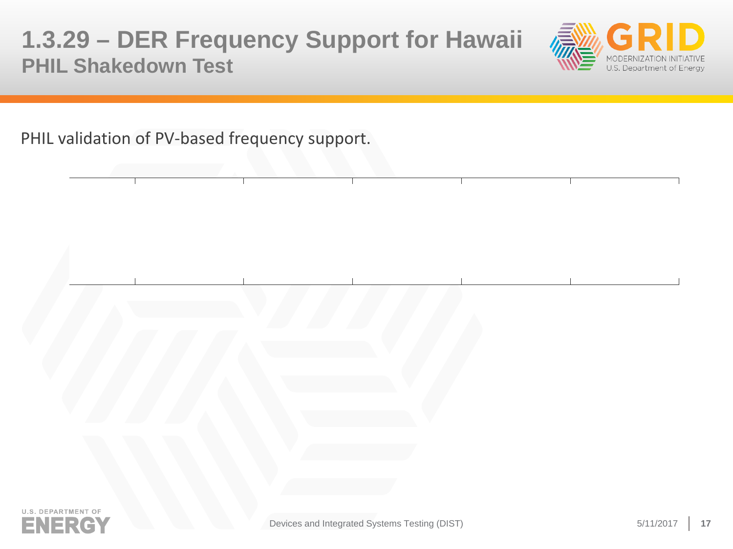# 1.3.29 – DER Frequency Support for Hawaii

## PHIL Shakedown Test

PHIL validation of PV-based frequency support.